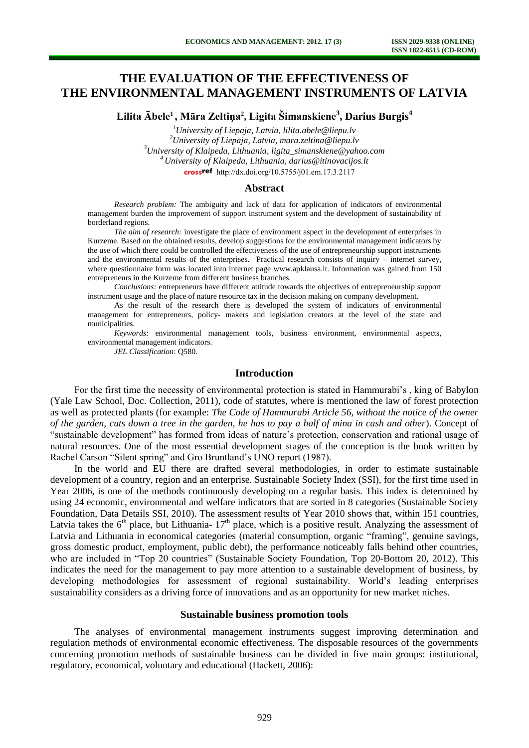# THE EVALUATION OF THE EFFECTIVENESS OF THE ENVIRONMENTAL MANAGEMENT INSTRUMENTS OF LATVIA

**Lilita Ābele[1], Māra Zeltiņa[2], Ligita Šimanskiene[3], Darius Burgis[4]**

[1]*University of Liepaja, Latvia, lilita.abele@liepu.lv*
[2]*University of Liepaja, Latvia, mara.zeltina@liepu.lv*
[3]*University of Klaipeda, Lithuania, ligita_simanskiene@yahoo.com*
[4]*University of Klaipeda, Lithuania, darius@itinovacijos.lt*
http://dx.doi.org/10.5755/j01.em.17.3.2117

## Abstract

*Research problem:* The ambiguity and lack of data for application of indicators of environmental management burden the improvement of support instrument system and the development of sustainability of borderland regions.

*The aim of research:* investigate the place of environment aspect in the development of enterprises in Kurzeme. Based on the obtained results, develop suggestions for the environmental management indicators by the use of which there could be controlled the effectiveness of the use of entrepreneurship support instruments and the environmental results of the enterprises. Practical research consists of inquiry – internet survey, where questionnaire form was located into internet page www.apklausa.lt. Information was gained from 150 entrepreneurs in the Kurzeme from different business branches.

*Conclusions:* entrepreneurs have different attitude towards the objectives of entrepreneurship support instrument usage and the place of nature resource tax in the decision making on company development.

As the result of the research there is developed the system of indicators of environmental management for entrepreneurs, policy- makers and legislation creators at the level of the state and municipalities.

*Keywords*: environmental management tools, business environment, environmental aspects, environmental management indicators.

*JEL Classification*: Q580.

## Introduction

For the first time the necessity of environmental protection is stated in Hammurabi's , king of Babylon (Yale Law School, Doc. Collection, 2011), code of statutes, where is mentioned the law of forest protection as well as protected plants (for example: *The Code of Hammurabi Article 56, without the notice of the owner of the garden, cuts down a tree in the garden, he has to pay a half of mina in cash and other*). Concept of "sustainable development" has formed from ideas of nature's protection, conservation and rational usage of natural resources. One of the most essential development stages of the conception is the book written by Rachel Carson "Silent spring" and Gro Bruntland's UNO report (1987).

In the world and EU there are drafted several methodologies, in order to estimate sustainable development of a country, region and an enterprise. Sustainable Society Index (SSI), for the first time used in Year 2006, is one of the methods continuously developing on a regular basis. This index is determined by using 24 economic, environmental and welfare indicators that are sorted in 8 categories (Sustainable Society Foundation, Data Details SSI, 2010). The assessment results of Year 2010 shows that, within 151 countries, Latvia takes the 6th place, but Lithuania- 17th place, which is a positive result. Analyzing the assessment of Latvia and Lithuania in economical categories (material consumption, organic "framing", genuine savings, gross domestic product, employment, public debt), the performance noticeably falls behind other countries, who are included in "Top 20 countries" (Sustainable Society Foundation, Top 20-Bottom 20, 2012). This indicates the need for the management to pay more attention to a sustainable development of business, by developing methodologies for assessment of regional sustainability. World's leading enterprises sustainability considers as a driving force of innovations and as an opportunity for new market niches.

## Sustainable business promotion tools

The analyses of environmental management instruments suggest improving determination and regulation methods of environmental economic effectiveness. The disposable resources of the governments concerning promotion methods of sustainable business can be divided in five main groups: institutional, regulatory, economical, voluntary and educational (Hackett, 2006):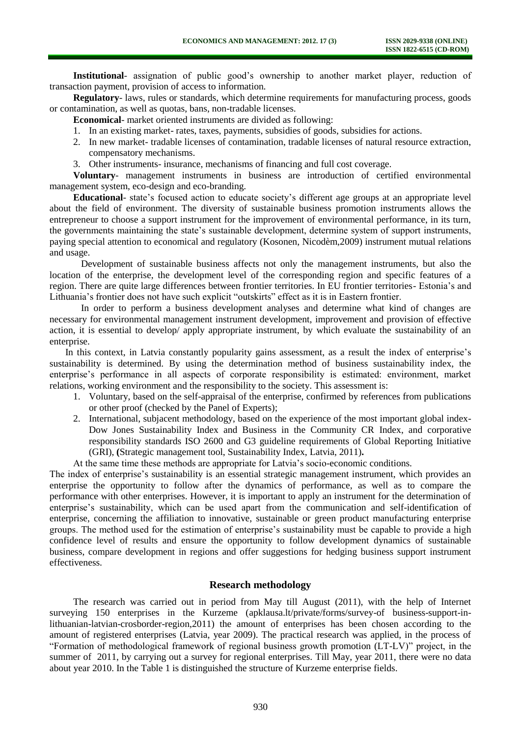**Institutional**- assignation of public good's ownership to another market player, reduction of transaction payment, provision of access to information.

**Regulatory**- laws, rules or standards, which determine requirements for manufacturing process, goods or contamination, as well as quotas, bans, non-tradable licenses.

**Economical**- market oriented instruments are divided as following:

1. In an existing market- rates, taxes, payments, subsidies of goods, subsidies for actions.
2. In new market- tradable licenses of contamination, tradable licenses of natural resource extraction, compensatory mechanisms.
3. Other instruments- insurance, mechanisms of financing and full cost coverage.

**Voluntary**- management instruments in business are introduction of certified environmental management system, eco-design and eco-branding.

**Educational**- state's focused action to educate society's different age groups at an appropriate level about the field of environment. The diversity of sustainable business promotion instruments allows the entrepreneur to choose a support instrument for the improvement of environmental performance, in its turn, the governments maintaining the state's sustainable development, determine system of support instruments, paying special attention to economical and regulatory (Kosonen, Nicodèm,2009) instrument mutual relations and usage.

Development of sustainable business affects not only the management instruments, but also the location of the enterprise, the development level of the corresponding region and specific features of a region. There are quite large differences between frontier territories. In EU frontier territories- Estonia's and Lithuania's frontier does not have such explicit "outskirts" effect as it is in Eastern frontier.

In order to perform a business development analyses and determine what kind of changes are necessary for environmental management instrument development, improvement and provision of effective action, it is essential to develop/ apply appropriate instrument, by which evaluate the sustainability of an enterprise.

In this context, in Latvia constantly popularity gains assessment, as a result the index of enterprise's sustainability is determined. By using the determination method of business sustainability index, the enterprise's performance in all aspects of corporate responsibility is estimated: environment, market relations, working environment and the responsibility to the society. This assessment is:

1. Voluntary, based on the self-appraisal of the enterprise, confirmed by references from publications or other proof (checked by the Panel of Experts);
2. International, subjacent methodology, based on the experience of the most important global index- Dow Jones Sustainability Index and Business in the Community CR Index, and corporative responsibility standards ISO 2600 and G3 guideline requirements of Global Reporting Initiative (GRI), **(**Strategic management tool, Sustainability Index, Latvia, 2011)**.**

At the same time these methods are appropriate for Latvia's socio-economic conditions.

The index of enterprise's sustainability is an essential strategic management instrument, which provides an enterprise the opportunity to follow after the dynamics of performance, as well as to compare the performance with other enterprises. However, it is important to apply an instrument for the determination of enterprise's sustainability, which can be used apart from the communication and self-identification of enterprise, concerning the affiliation to innovative, sustainable or green product manufacturing enterprise groups. The method used for the estimation of enterprise's sustainability must be capable to provide a high confidence level of results and ensure the opportunity to follow development dynamics of sustainable business, compare development in regions and offer suggestions for hedging business support instrument effectiveness.

## Research methodology

The research was carried out in period from May till August (2011), with the help of Internet surveying 150 enterprises in the Kurzeme (apklausa.lt/private/forms/survey-of business-support-in-lithuanian-latvian-crosborder-region,2011) the amount of enterprises has been chosen according to the amount of registered enterprises (Latvia, year 2009). The practical research was applied, in the process of "Formation of methodological framework of regional business growth promotion (LT-LV)" project, in the summer of 2011, by carrying out a survey for regional enterprises. Till May, year 2011, there were no data about year 2010. In the Table 1 is distinguished the structure of Kurzeme enterprise fields.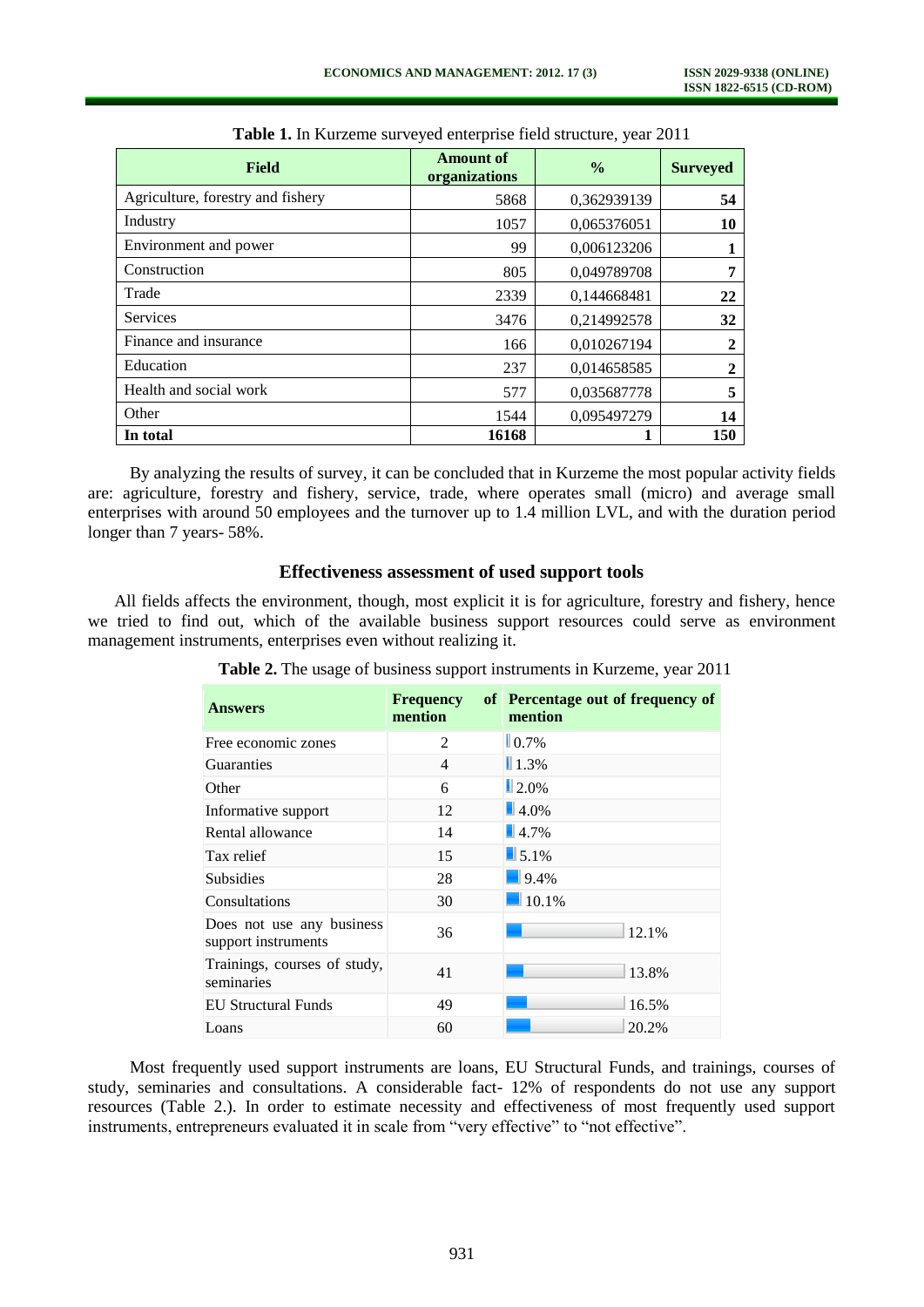**Table 1.** In Kurzeme surveyed enterprise field structure, year 2011

| Field | Amount of organizations | % | Surveyed |
|---|---|---|---|
| Agriculture, forestry and fishery | 5868 | 0,362939139 | **54** |
| Industry | 1057 | 0,065376051 | **10** |
| Environment and power | 99 | 0,006123206 | **1** |
| Construction | 805 | 0,049789708 | **7** |
| Trade | 2339 | 0,144668481 | **22** |
| Services | 3476 | 0,214992578 | **32** |
| Finance and insurance | 166 | 0,010267194 | **2** |
| Education | 237 | 0,014658585 | **2** |
| Health and social work | 577 | 0,035687778 | **5** |
| Other | 1544 | 0,095497279 | **14** |
| **In total** | **16168** | **1** | **150** |

By analyzing the results of survey, it can be concluded that in Kurzeme the most popular activity fields are: agriculture, forestry and fishery, service, trade, where operates small (micro) and average small enterprises with around 50 employees and the turnover up to 1.4 million LVL, and with the duration period longer than 7 years- 58%.

## Effectiveness assessment of used support tools

All fields affects the environment, though, most explicit it is for agriculture, forestry and fishery, hence we tried to find out, which of the available business support resources could serve as environment management instruments, enterprises even without realizing it.

**Table 2.** The usage of business support instruments in Kurzeme, year 2011

| Answers | Frequency of mention | Percentage out of frequency of mention |
|---|---|---|
| Free economic zones | 2 | 0.7% |
| Guaranties | 4 | 1.3% |
| Other | 6 | 2.0% |
| Informative support | 12 | 4.0% |
| Rental allowance | 14 | 4.7% |
| Tax relief | 15 | 5.1% |
| Subsidies | 28 | 9.4% |
| Consultations | 30 | 10.1% |
| Does not use any business support instruments | 36 | 12.1% |
| Trainings, courses of study, seminaries | 41 | 13.8% |
| EU Structural Funds | 49 | 16.5% |
| Loans | 60 | 20.2% |

Most frequently used support instruments are loans, EU Structural Funds, and trainings, courses of study, seminaries and consultations. A considerable fact- 12% of respondents do not use any support resources (Table 2.). In order to estimate necessity and effectiveness of most frequently used support instruments, entrepreneurs evaluated it in scale from "very effective" to "not effective".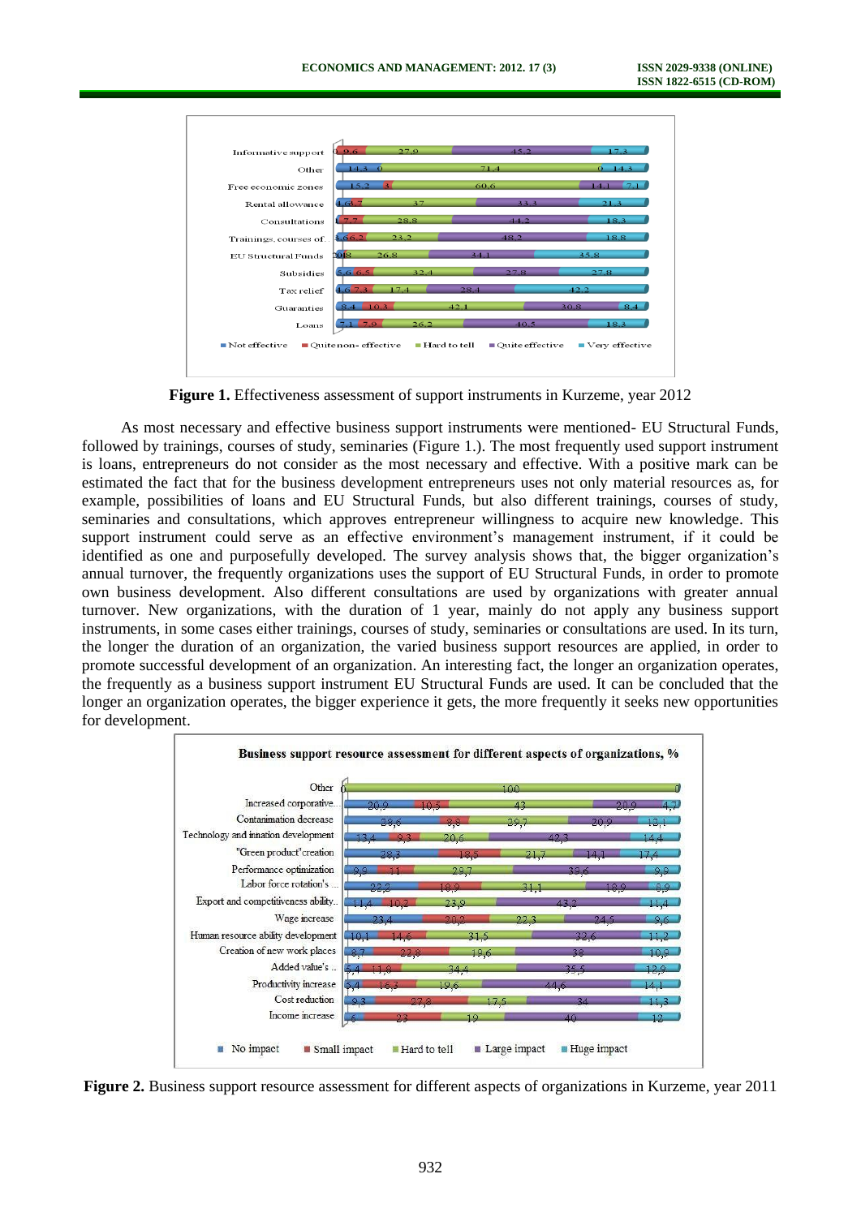**Figure 1.** Effectiveness assessment of support instruments in Kurzeme, year 2012

As most necessary and effective business support instruments were mentioned- EU Structural Funds, followed by trainings, courses of study, seminaries (Figure 1.). The most frequently used support instrument is loans, entrepreneurs do not consider as the most necessary and effective. With a positive mark can be estimated the fact that for the business development entrepreneurs uses not only material resources as, for example, possibilities of loans and EU Structural Funds, but also different trainings, courses of study, seminaries and consultations, which approves entrepreneur willingness to acquire new knowledge. This support instrument could serve as an effective environment's management instrument, if it could be identified as one and purposefully developed. The survey analysis shows that, the bigger organization's annual turnover, the frequently organizations uses the support of EU Structural Funds, in order to promote own business development. Also different consultations are used by organizations with greater annual turnover. New organizations, with the duration of 1 year, mainly do not apply any business support instruments, in some cases either trainings, courses of study, seminaries or consultations are used. In its turn, the longer the duration of an organization, the varied business support resources are applied, in order to promote successful development of an organization. An interesting fact, the longer an organization operates, the frequently as a business support instrument EU Structural Funds are used. It can be concluded that the longer an organization operates, the bigger experience it gets, the more frequently it seeks new opportunities for development.

**Figure 2.** Business support resource assessment for different aspects of organizations in Kurzeme, year 2011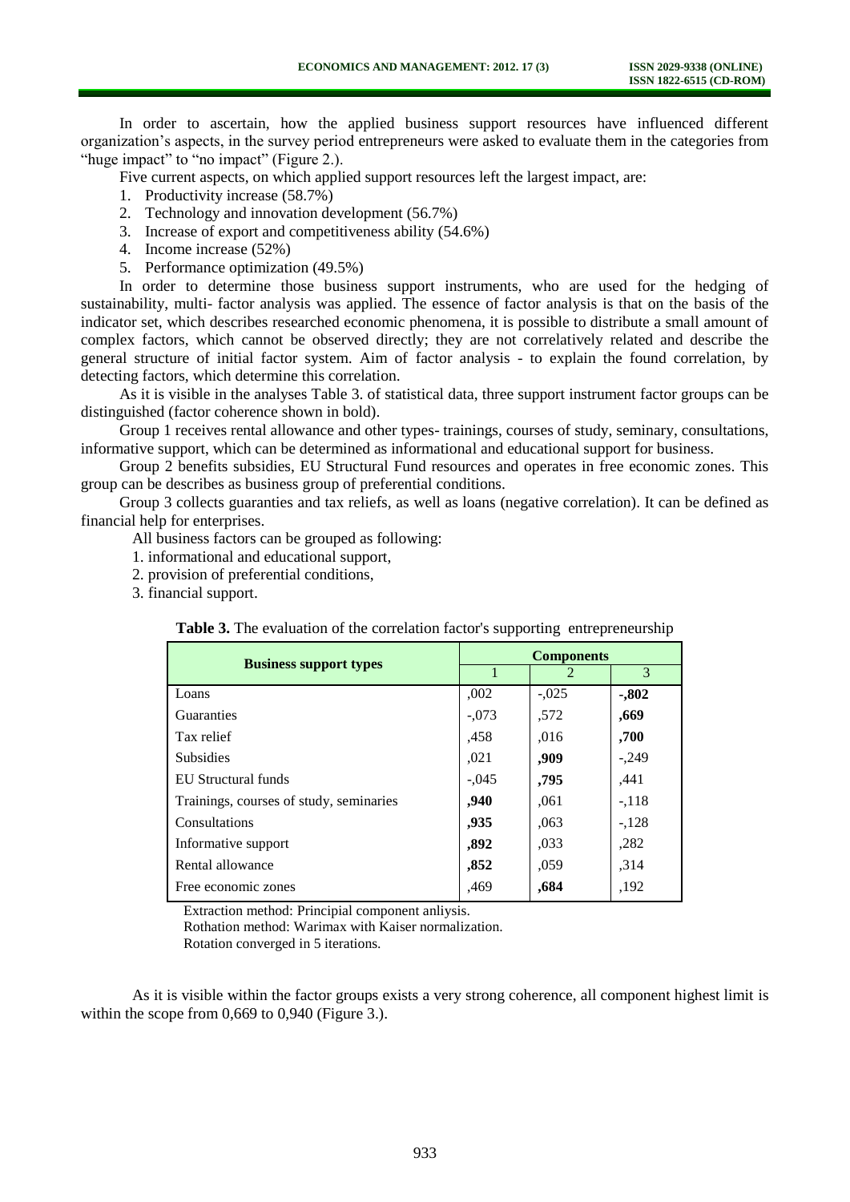In order to ascertain, how the applied business support resources have influenced different organization's aspects, in the survey period entrepreneurs were asked to evaluate them in the categories from "huge impact" to "no impact" (Figure 2.).

Five current aspects, on which applied support resources left the largest impact, are:

1. Productivity increase (58.7%)
2. Technology and innovation development (56.7%)
3. Increase of export and competitiveness ability (54.6%)
4. Income increase (52%)
5. Performance optimization (49.5%)

In order to determine those business support instruments, who are used for the hedging of sustainability, multi- factor analysis was applied. The essence of factor analysis is that on the basis of the indicator set, which describes researched economic phenomena, it is possible to distribute a small amount of complex factors, which cannot be observed directly; they are not correlatively related and describe the general structure of initial factor system. Aim of factor analysis - to explain the found correlation, by detecting factors, which determine this correlation.

As it is visible in the analyses Table 3. of statistical data, three support instrument factor groups can be distinguished (factor coherence shown in bold).

Group 1 receives rental allowance and other types- trainings, courses of study, seminary, consultations, informative support, which can be determined as informational and educational support for business.

Group 2 benefits subsidies, EU Structural Fund resources and operates in free economic zones. This group can be describes as business group of preferential conditions.

Group 3 collects guaranties and tax reliefs, as well as loans (negative correlation). It can be defined as financial help for enterprises.

All business factors can be grouped as following:

1. informational and educational support,
2. provision of preferential conditions,
3. financial support.

**Table 3.** The evaluation of the correlation factor's supporting entrepreneurship

| Business support types | Components | | |
|---|---|---|---|
| | 1 | 2 | 3 |
| Loans | ,002 | -,025 | **-,802** |
| Guaranties | -,073 | ,572 | **,669** |
| Tax relief | ,458 | ,016 | **,700** |
| Subsidies | ,021 | **,909** | -,249 |
| EU Structural funds | -,045 | **,795** | ,441 |
| Trainings, courses of study, seminaries | **,940** | ,061 | -,118 |
| Consultations | **,935** | ,063 | -,128 |
| Informative support | **,892** | ,033 | ,282 |
| Rental allowance | **,852** | ,059 | ,314 |
| Free economic zones | ,469 | **,684** | ,192 |

Extraction method: Principial component anliysis.
Rothation method: Warimax with Kaiser normalization.
Rotation converged in 5 iterations.

As it is visible within the factor groups exists a very strong coherence, all component highest limit is within the scope from 0,669 to 0,940 (Figure 3.).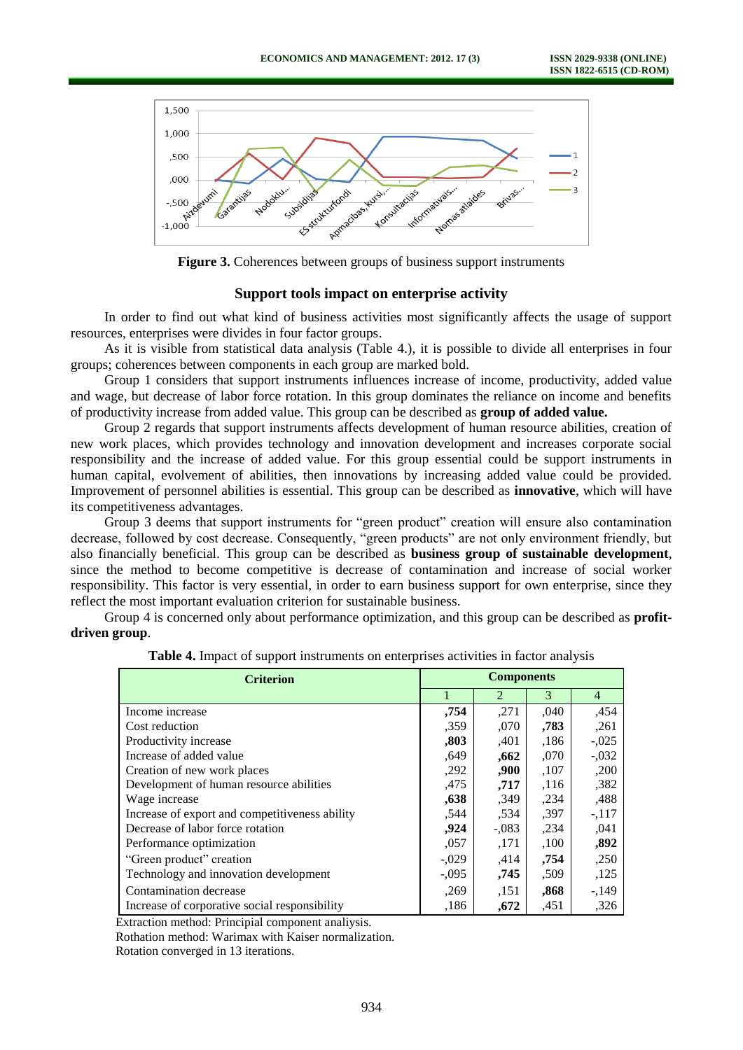**Figure 3.** Coherences between groups of business support instruments

## Support tools impact on enterprise activity

In order to find out what kind of business activities most significantly affects the usage of support resources, enterprises were divides in four factor groups.

As it is visible from statistical data analysis (Table 4.), it is possible to divide all enterprises in four groups; coherences between components in each group are marked bold.

Group 1 considers that support instruments influences increase of income, productivity, added value and wage, but decrease of labor force rotation. In this group dominates the reliance on income and benefits of productivity increase from added value. This group can be described as **group of added value.**

Group 2 regards that support instruments affects development of human resource abilities, creation of new work places, which provides technology and innovation development and increases corporate social responsibility and the increase of added value. For this group essential could be support instruments in human capital, evolvement of abilities, then innovations by increasing added value could be provided. Improvement of personnel abilities is essential. This group can be described as **innovative**, which will have its competitiveness advantages.

Group 3 deems that support instruments for "green product" creation will ensure also contamination decrease, followed by cost decrease. Consequently, "green products" are not only environment friendly, but also financially beneficial. This group can be described as **business group of sustainable development**, since the method to become competitive is decrease of contamination and increase of social worker responsibility. This factor is very essential, in order to earn business support for own enterprise, since they reflect the most important evaluation criterion for sustainable business.

Group 4 is concerned only about performance optimization, and this group can be described as **profit-driven group**.

**Table 4.** Impact of support instruments on enterprises activities in factor analysis

| Criterion | Components | | | |
|---|---|---|---|---|
| | 1 | 2 | 3 | 4 |
| Income increase | **,754** | ,271 | ,040 | ,454 |
| Cost reduction | ,359 | ,070 | **,783** | ,261 |
| Productivity increase | **,803** | ,401 | ,186 | -,025 |
| Increase of added value | ,649 | **,662** | ,070 | -,032 |
| Creation of new work places | ,292 | **,900** | ,107 | ,200 |
| Development of human resource abilities | ,475 | **,717** | ,116 | ,382 |
| Wage increase | **,638** | ,349 | ,234 | ,488 |
| Increase of export and competitiveness ability | ,544 | ,534 | ,397 | -,117 |
| Decrease of labor force rotation | **,924** | -,083 | ,234 | ,041 |
| Performance optimization | ,057 | ,171 | ,100 | **,892** |
| "Green product" creation | -,029 | ,414 | **,754** | ,250 |
| Technology and innovation development | -,095 | **,745** | ,509 | ,125 |
| Contamination decrease | ,269 | ,151 | **,868** | -,149 |
| Increase of corporative social responsibility | ,186 | **,672** | ,451 | ,326 |

Extraction method: Principial component analiysis.
Rothation method: Warimax with Kaiser normalization.
Rotation converged in 13 iterations.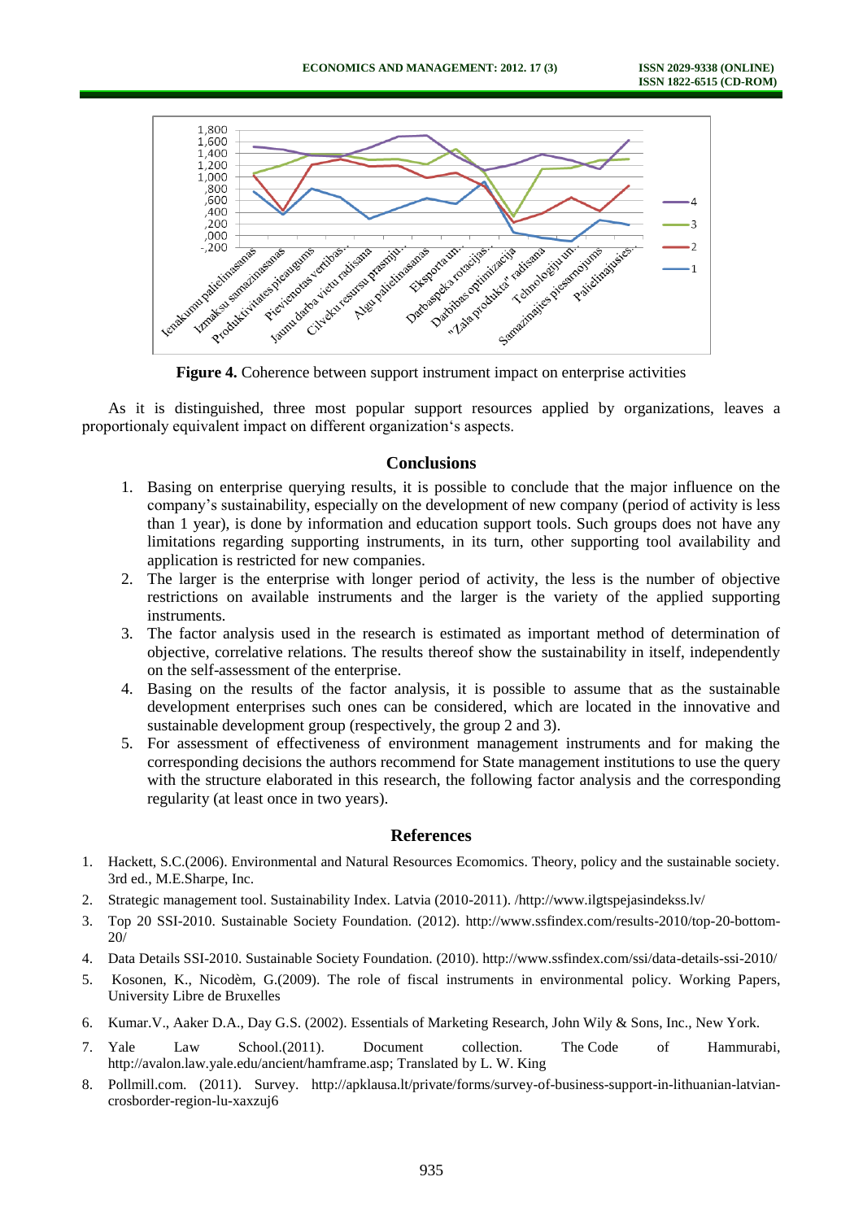1,800
1,600
1,400
1,200
1,000
,800
,600
,400
,200
,000
-,200

Ienakumu palielinasanas
Izmaksu samazinasanas
Produktivitates pieaugums
Pievienotas vertibas...
Jaunu darba vietu radisana
Cilveku resursu prasmju...
Algu palielinasanas
Eksporta un...
Darbaspeka rotacijas...
Darbibas optimizacija
"Zala produkta" radisana
Tehnologiju un...
Samazinajies piesarnojums
Palielinajusies...

4
3
2
1

**Figure 4.** Coherence between support instrument impact on enterprise activities

As it is distinguished, three most popular support resources applied by organizations, leaves a proportionaly equivalent impact on different organization's aspects.

## Conclusions

1. Basing on enterprise querying results, it is possible to conclude that the major influence on the company's sustainability, especially on the development of new company (period of activity is less than 1 year), is done by information and education support tools. Such groups does not have any limitations regarding supporting instruments, in its turn, other supporting tool availability and application is restricted for new companies.
2. The larger is the enterprise with longer period of activity, the less is the number of objective restrictions on available instruments and the larger is the variety of the applied supporting instruments.
3. The factor analysis used in the research is estimated as important method of determination of objective, correlative relations. The results thereof show the sustainability in itself, independently on the self-assessment of the enterprise.
4. Basing on the results of the factor analysis, it is possible to assume that as the sustainable development enterprises such ones can be considered, which are located in the innovative and sustainable development group (respectively, the group 2 and 3).
5. For assessment of effectiveness of environment management instruments and for making the corresponding decisions the authors recommend for State management institutions to use the query with the structure elaborated in this research, the following factor analysis and the corresponding regularity (at least once in two years).

## References

1. Hackett, S.C.(2006). Environmental and Natural Resources Ecomomics. Theory, policy and the sustainable society. 3rd ed., M.E.Sharpe, Inc.
2. Strategic management tool. Sustainability Index. Latvia (2010-2011). /http://www.ilgtspejasindekss.lv/
3. Top 20 SSI-2010. Sustainable Society Foundation. (2012). http://www.ssfindex.com/results-2010/top-20-bottom-20/
4. Data Details SSI-2010. Sustainable Society Foundation. (2010). http://www.ssfindex.com/ssi/data-details-ssi-2010/
5. Kosonen, K., Nicodèm, G.(2009). The role of fiscal instruments in environmental policy. Working Papers, University Libre de Bruxelles
6. Kumar.V., Aaker D.A., Day G.S. (2002). Essentials of Marketing Research, John Wily & Sons, Inc., New York.
7. Yale Law School.(2011). Document collection. The Code of Hammurabi, http://avalon.law.yale.edu/ancient/hamframe.asp; Translated by L. W. King
8. Pollmill.com. (2011). Survey. http://apklausa.lt/private/forms/survey-of-business-support-in-lithuanian-latvian-crosborder-region-lu-xaxzuj6